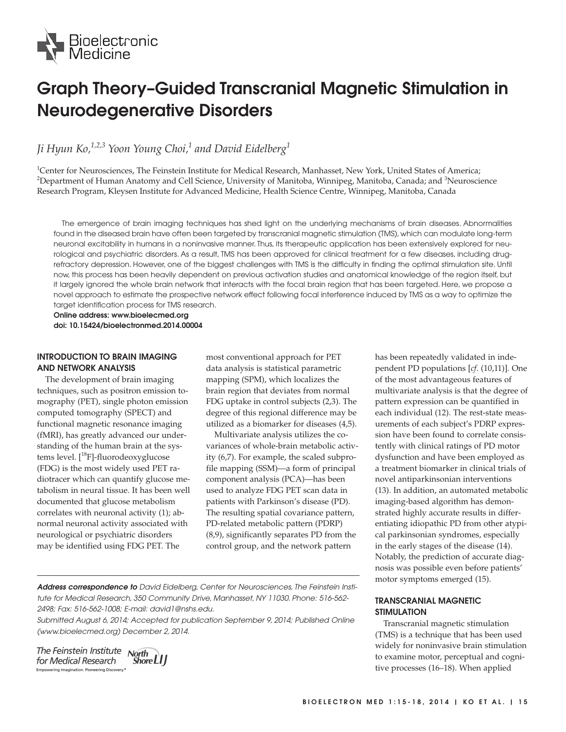Bioelectronic Medicine

# Graph Theory–Guided Transcranial Magnetic Stimulation in Neurodegenerative Disorders

*Ji Hyun Ko,*[1,2,3] *Yoon Young Choi,*[1] *and David Eidelberg*[1]

[1]Center for Neurosciences, The Feinstein Institute for Medical Research, Manhasset, New York, United States of America; [2]Department of Human Anatomy and Cell Science, University of Manitoba, Winnipeg, Manitoba, Canada; and [3]Neuroscience Research Program, Kleysen Institute for Advanced Medicine, Health Science Centre, Winnipeg, Manitoba, Canada

The emergence of brain imaging techniques has shed light on the underlying mechanisms of brain diseases. Abnormalities found in the diseased brain have often been targeted by transcranial magnetic stimulation (TMS), which can modulate long-term neuronal excitability in humans in a noninvasive manner. Thus, its therapeutic application has been extensively explored for neurological and psychiatric disorders. As a result, TMS has been approved for clinical treatment for a few diseases, including drug-refractory depression. However, one of the biggest challenges with TMS is the difficulty in finding the optimal stimulation site. Until now, this process has been heavily dependent on previous activation studies and anatomical knowledge of the region itself, but it largely ignored the whole brain network that interacts with the focal brain region that has been targeted. Here, we propose a novel approach to estimate the prospective network effect following focal interference induced by TMS as a way to optimize the target identification process for TMS research.

**Online address: www.bioelecmed.org**
**doi: 10.15424/bioelectronmed.2014.00004**

## INTRODUCTION TO BRAIN IMAGING AND NETWORK ANALYSIS

The development of brain imaging techniques, such as positron emission tomography (PET), single photon emission computed tomography (SPECT) and functional magnetic resonance imaging (fMRI), has greatly advanced our understanding of the human brain at the systems level. [$^{18}$F]-fluorodeoxyglucose (FDG) is the most widely used PET radiotracer which can quantify glucose metabolism in neural tissue. It has been well documented that glucose metabolism correlates with neuronal activity (1); abnormal neuronal activity associated with neurological or psychiatric disorders may be identified using FDG PET. The most conventional approach for PET data analysis is statistical parametric mapping (SPM), which localizes the brain region that deviates from normal FDG uptake in control subjects (2,3). The degree of this regional difference may be utilized as a biomarker for diseases (4,5).

Multivariate analysis utilizes the covariances of whole-brain metabolic activity (6,7). For example, the scaled subprofile mapping (SSM)—a form of principal component analysis (PCA)—has been used to analyze FDG PET scan data in patients with Parkinson's disease (PD). The resulting spatial covariance pattern, PD-related metabolic pattern (PDRP) (8,9), significantly separates PD from the control group, and the network pattern has been repeatedly validated in independent PD populations [*cf*. (10,11)]. One of the most advantageous features of multivariate analysis is that the degree of pattern expression can be quantified in each individual (12). The rest-state measurements of each subject's PDRP expression have been found to correlate consistently with clinical ratings of PD motor dysfunction and have been employed as a treatment biomarker in clinical trials of novel antiparkinsonian interventions (13). In addition, an automated metabolic imaging-based algorithm has demonstrated highly accurate results in differentiating idiopathic PD from other atypical parkinsonian syndromes, especially in the early stages of the disease (14). Notably, the prediction of accurate diagnosis was possible even before patients' motor symptoms emerged (15).

## TRANSCRANIAL MAGNETIC STIMULATION

Transcranial magnetic stimulation (TMS) is a technique that has been used widely for noninvasive brain stimulation to examine motor, perceptual and cognitive processes (16–18). When applied

***Address correspondence to*** *David Eidelberg, Center for Neurosciences, The Feinstein Institute for Medical Research, 350 Community Drive, Manhasset, NY 11030. Phone: 516-562-2498; Fax: 516-562-1008; E-mail: david1@nshs.edu.*
*Submitted August 6, 2014; Accepted for publication September 9, 2014; Published Online (www.bioelecmed.org) December 2, 2014.*

The Feinstein Institute for Medical Research — North Shore LIJ
Empowering Imagination. Pioneering Discovery.®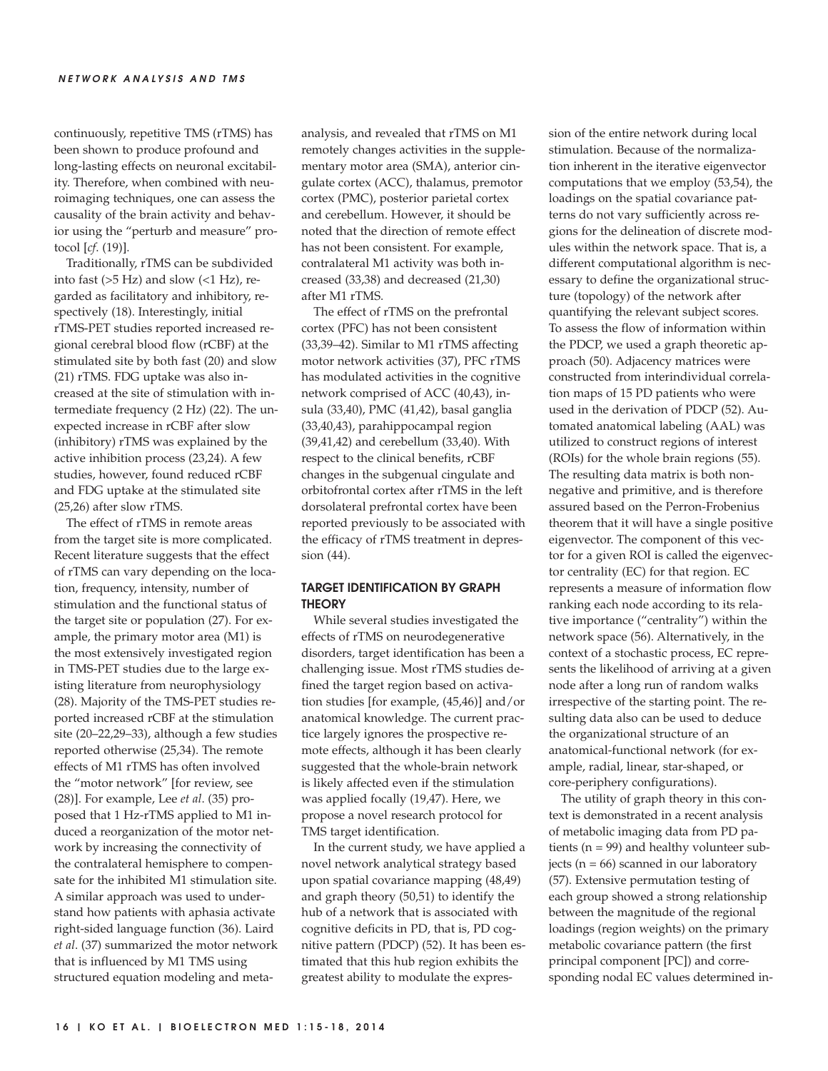continuously, repetitive TMS (rTMS) has been shown to produce profound and long-lasting effects on neuronal excitability. Therefore, when combined with neuroimaging techniques, one can assess the causality of the brain activity and behavior using the "perturb and measure" protocol [*cf*. (19)].

Traditionally, rTMS can be subdivided into fast (>5 Hz) and slow (<1 Hz), regarded as facilitatory and inhibitory, respectively (18). Interestingly, initial rTMS-PET studies reported increased regional cerebral blood flow (rCBF) at the stimulated site by both fast (20) and slow (21) rTMS. FDG uptake was also increased at the site of stimulation with intermediate frequency (2 Hz) (22). The unexpected increase in rCBF after slow (inhibitory) rTMS was explained by the active inhibition process (23,24). A few studies, however, found reduced rCBF and FDG uptake at the stimulated site (25,26) after slow rTMS.

The effect of rTMS in remote areas from the target site is more complicated. Recent literature suggests that the effect of rTMS can vary depending on the location, frequency, intensity, number of stimulation and the functional status of the target site or population (27). For example, the primary motor area (M1) is the most extensively investigated region in TMS-PET studies due to the large existing literature from neurophysiology (28). Majority of the TMS-PET studies reported increased rCBF at the stimulation site (20–22,29–33), although a few studies reported otherwise (25,34). The remote effects of M1 rTMS has often involved the "motor network" [for review, see (28)]. For example, Lee *et al*. (35) proposed that 1 Hz-rTMS applied to M1 induced a reorganization of the motor network by increasing the connectivity of the contralateral hemisphere to compensate for the inhibited M1 stimulation site. A similar approach was used to understand how patients with aphasia activate right-sided language function (36). Laird *et al*. (37) summarized the motor network that is influenced by M1 TMS using structured equation modeling and meta-analysis, and revealed that rTMS on M1 remotely changes activities in the supplementary motor area (SMA), anterior cingulate cortex (ACC), thalamus, premotor cortex (PMC), posterior parietal cortex and cerebellum. However, it should be noted that the direction of remote effect has not been consistent. For example, contralateral M1 activity was both increased (33,38) and decreased (21,30) after M1 rTMS.

The effect of rTMS on the prefrontal cortex (PFC) has not been consistent (33,39–42). Similar to M1 rTMS affecting motor network activities (37), PFC rTMS has modulated activities in the cognitive network comprised of ACC (40,43), insula (33,40), PMC (41,42), basal ganglia (33,40,43), parahippocampal region (39,41,42) and cerebellum (33,40). With respect to the clinical benefits, rCBF changes in the subgenual cingulate and orbitofrontal cortex after rTMS in the left dorsolateral prefrontal cortex have been reported previously to be associated with the efficacy of rTMS treatment in depression (44).

## TARGET IDENTIFICATION BY GRAPH THEORY

While several studies investigated the effects of rTMS on neurodegenerative disorders, target identification has been a challenging issue. Most rTMS studies defined the target region based on activation studies [for example, (45,46)] and/or anatomical knowledge. The current practice largely ignores the prospective remote effects, although it has been clearly suggested that the whole-brain network is likely affected even if the stimulation was applied focally (19,47). Here, we propose a novel research protocol for TMS target identification.

In the current study, we have applied a novel network analytical strategy based upon spatial covariance mapping (48,49) and graph theory (50,51) to identify the hub of a network that is associated with cognitive deficits in PD, that is, PD cognitive pattern (PDCP) (52). It has been estimated that this hub region exhibits the greatest ability to modulate the expression of the entire network during local stimulation. Because of the normalization inherent in the iterative eigenvector computations that we employ (53,54), the loadings on the spatial covariance patterns do not vary sufficiently across regions for the delineation of discrete modules within the network space. That is, a different computational algorithm is necessary to define the organizational structure (topology) of the network after quantifying the relevant subject scores. To assess the flow of information within the PDCP, we used a graph theoretic approach (50). Adjacency matrices were constructed from interindividual correlation maps of 15 PD patients who were used in the derivation of PDCP (52). Automated anatomical labeling (AAL) was utilized to construct regions of interest (ROIs) for the whole brain regions (55). The resulting data matrix is both nonnegative and primitive, and is therefore assured based on the Perron-Frobenius theorem that it will have a single positive eigenvector. The component of this vector for a given ROI is called the eigenvector centrality (EC) for that region. EC represents a measure of information flow ranking each node according to its relative importance ("centrality") within the network space (56). Alternatively, in the context of a stochastic process, EC represents the likelihood of arriving at a given node after a long run of random walks irrespective of the starting point. The resulting data also can be used to deduce the organizational structure of an anatomical-functional network (for example, radial, linear, star-shaped, or core-periphery configurations).

The utility of graph theory in this context is demonstrated in a recent analysis of metabolic imaging data from PD patients (n = 99) and healthy volunteer subjects (n = 66) scanned in our laboratory (57). Extensive permutation testing of each group showed a strong relationship between the magnitude of the regional loadings (region weights) on the primary metabolic covariance pattern (the first principal component [PC]) and corresponding nodal EC values determined in-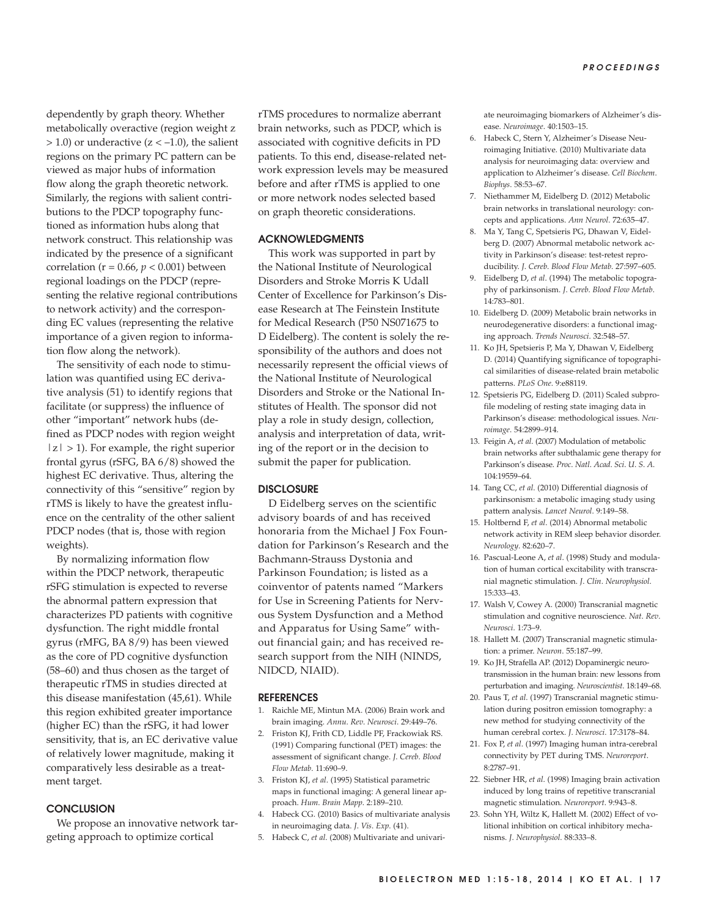dependently by graph theory. Whether metabolically overactive (region weight $z > 1.0$) or underactive ($z < -1.0$), the salient regions on the primary PC pattern can be viewed as major hubs of information flow along the graph theoretic network. Similarly, the regions with salient contributions to the PDCP topography functioned as information hubs along that network construct. This relationship was indicated by the presence of a significant correlation ($r = 0.66$, $p < 0.001$) between regional loadings on the PDCP (representing the relative regional contributions to network activity) and the corresponding EC values (representing the relative importance of a given region to information flow along the network).

The sensitivity of each node to stimulation was quantified using EC derivative analysis (51) to identify regions that facilitate (or suppress) the influence of other "important" network hubs (defined as PDCP nodes with region weight $|z| > 1$). For example, the right superior frontal gyrus (rSFG, BA 6/8) showed the highest EC derivative. Thus, altering the connectivity of this "sensitive" region by rTMS is likely to have the greatest influence on the centrality of the other salient PDCP nodes (that is, those with region weights).

By normalizing information flow within the PDCP network, therapeutic rSFG stimulation is expected to reverse the abnormal pattern expression that characterizes PD patients with cognitive dysfunction. The right middle frontal gyrus (rMFG, BA 8/9) has been viewed as the core of PD cognitive dysfunction (58–60) and thus chosen as the target of therapeutic rTMS in studies directed at this disease manifestation (45,61). While this region exhibited greater importance (higher EC) than the rSFG, it had lower sensitivity, that is, an EC derivative value of relatively lower magnitude, making it comparatively less desirable as a treatment target.

## CONCLUSION

We propose an innovative network targeting approach to optimize cortical rTMS procedures to normalize aberrant brain networks, such as PDCP, which is associated with cognitive deficits in PD patients. To this end, disease-related network expression levels may be measured before and after rTMS is applied to one or more network nodes selected based on graph theoretic considerations.

## ACKNOWLEDGMENTS

This work was supported in part by the National Institute of Neurological Disorders and Stroke Morris K Udall Center of Excellence for Parkinson's Disease Research at The Feinstein Institute for Medical Research (P50 NS071675 to D Eidelberg). The content is solely the responsibility of the authors and does not necessarily represent the official views of the National Institute of Neurological Disorders and Stroke or the National Institutes of Health. The sponsor did not play a role in study design, collection, analysis and interpretation of data, writing of the report or in the decision to submit the paper for publication.

## DISCLOSURE

D Eidelberg serves on the scientific advisory boards of and has received honoraria from the Michael J Fox Foundation for Parkinson's Research and the Bachmann-Strauss Dystonia and Parkinson Foundation; is listed as a coinventor of patents named "Markers for Use in Screening Patients for Nervous System Dysfunction and a Method and Apparatus for Using Same" without financial gain; and has received research support from the NIH (NINDS, NIDCD, NIAID).

## REFERENCES

1. Raichle ME, Mintun MA. (2006) Brain work and brain imaging. *Annu. Rev. Neurosci*. 29:449–76.
2. Friston KJ, Frith CD, Liddle PF, Frackowiak RS. (1991) Comparing functional (PET) images: the assessment of significant change. *J. Cereb. Blood Flow Metab*. 11:690–9.
3. Friston KJ, *et al*. (1995) Statistical parametric maps in functional imaging: A general linear approach. *Hum. Brain Mapp*. 2:189–210.
4. Habeck CG. (2010) Basics of multivariate analysis in neuroimaging data. *J. Vis. Exp*. (41).
5. Habeck C, *et al*. (2008) Multivariate and univariate neuroimaging biomarkers of Alzheimer's disease. *Neuroimage*. 40:1503–15.
6. Habeck C, Stern Y, Alzheimer's Disease Neuroimaging Initiative. (2010) Multivariate data analysis for neuroimaging data: overview and application to Alzheimer's disease. *Cell Biochem. Biophys*. 58:53–67.
7. Niethammer M, Eidelberg D. (2012) Metabolic brain networks in translational neurology: concepts and applications. *Ann Neurol*. 72:635–47.
8. Ma Y, Tang C, Spetsieris PG, Dhawan V, Eidelberg D. (2007) Abnormal metabolic network activity in Parkinson's disease: test-retest reproducibility. *J. Cereb. Blood Flow Metab*. 27:597–605.
9. Eidelberg D, *et al*. (1994) The metabolic topography of parkinsonism. *J. Cereb. Blood Flow Metab*. 14:783–801.
10. Eidelberg D. (2009) Metabolic brain networks in neurodegenerative disorders: a functional imaging approach. *Trends Neurosci*. 32:548–57.
11. Ko JH, Spetsieris P, Ma Y, Dhawan V, Eidelberg D. (2014) Quantifying significance of topographical similarities of disease-related brain metabolic patterns. *PLoS One*. 9:e88119.
12. Spetsieris PG, Eidelberg D. (2011) Scaled subprofile modeling of resting state imaging data in Parkinson's disease: methodological issues. *Neuroimage*. 54:2899–914.
13. Feigin A, *et al*. (2007) Modulation of metabolic brain networks after subthalamic gene therapy for Parkinson's disease. *Proc. Natl. Acad. Sci. U. S. A*. 104:19559–64.
14. Tang CC, *et al*. (2010) Differential diagnosis of parkinsonism: a metabolic imaging study using pattern analysis. *Lancet Neurol*. 9:149–58.
15. Holtbernd F, *et al*. (2014) Abnormal metabolic network activity in REM sleep behavior disorder. *Neurology*. 82:620–7.
16. Pascual-Leone A, *et al*. (1998) Study and modulation of human cortical excitability with transcranial magnetic stimulation. *J. Clin. Neurophysiol*. 15:333–43.
17. Walsh V, Cowey A. (2000) Transcranial magnetic stimulation and cognitive neuroscience. *Nat. Rev. Neurosci*. 1:73–9.
18. Hallett M. (2007) Transcranial magnetic stimulation: a primer. *Neuron*. 55:187–99.
19. Ko JH, Strafella AP. (2012) Dopaminergic neurotransmission in the human brain: new lessons from perturbation and imaging. *Neuroscientist*. 18:149–68.
20. Paus T, *et al*. (1997) Transcranial magnetic stimulation during positron emission tomography: a new method for studying connectivity of the human cerebral cortex. *J. Neurosci*. 17:3178–84.
21. Fox P, *et al*. (1997) Imaging human intra-cerebral connectivity by PET during TMS. *Neuroreport*. 8:2787–91.
22. Siebner HR, *et al*. (1998) Imaging brain activation induced by long trains of repetitive transcranial magnetic stimulation. *Neuroreport*. 9:943–8.
23. Sohn YH, Wiltz K, Hallett M. (2002) Effect of volitional inhibition on cortical inhibitory mechanisms. *J. Neurophysiol*. 88:333–8.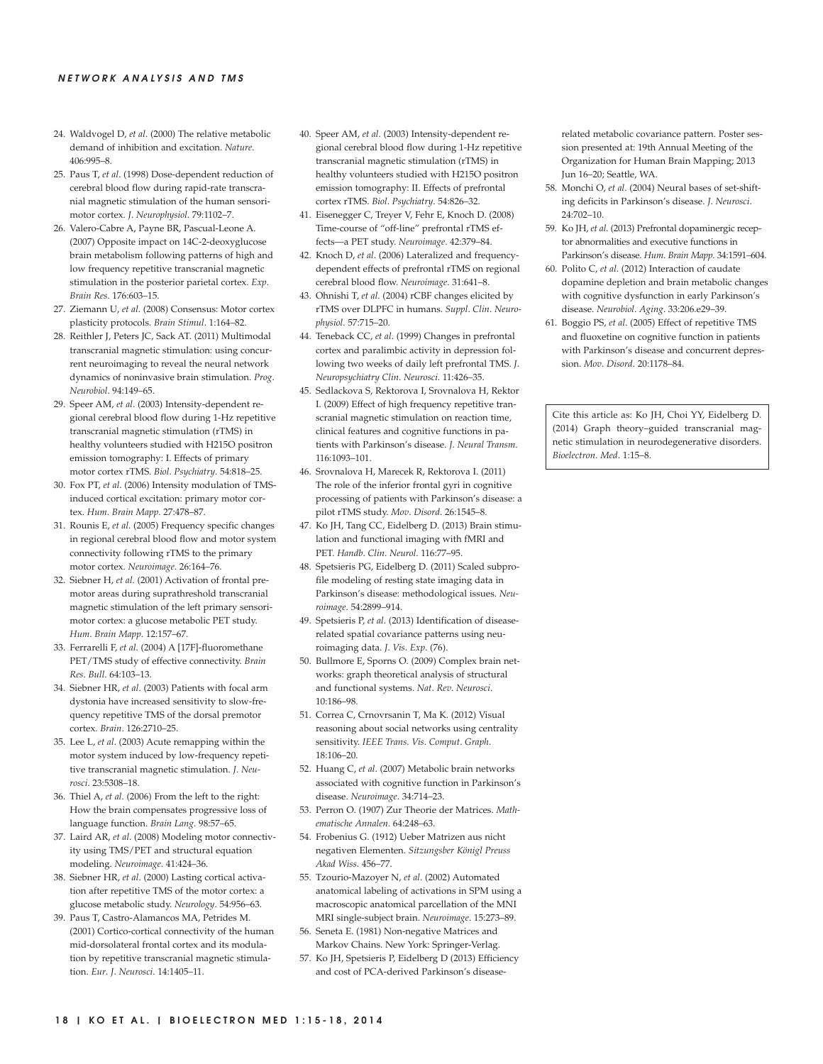24. Waldvogel D, *et al*. (2000) The relative metabolic demand of inhibition and excitation. *Nature*. 406:995–8.
25. Paus T, *et al*. (1998) Dose-dependent reduction of cerebral blood flow during rapid-rate transcranial magnetic stimulation of the human sensorimotor cortex. *J. Neurophysiol*. 79:1102–7.
26. Valero-Cabre A, Payne BR, Pascual-Leone A. (2007) Opposite impact on 14C-2-deoxyglucose brain metabolism following patterns of high and low frequency repetitive transcranial magnetic stimulation in the posterior parietal cortex. *Exp. Brain Res*. 176:603–15.
27. Ziemann U, *et al*. (2008) Consensus: Motor cortex plasticity protocols. *Brain Stimul*. 1:164–82.
28. Reithler J, Peters JC, Sack AT. (2011) Multimodal transcranial magnetic stimulation: using concurrent neuroimaging to reveal the neural network dynamics of noninvasive brain stimulation. *Prog. Neurobiol*. 94:149–65.
29. Speer AM, *et al*. (2003) Intensity-dependent regional cerebral blood flow during 1-Hz repetitive transcranial magnetic stimulation (rTMS) in healthy volunteers studied with H215O positron emission tomography: I. Effects of primary motor cortex rTMS. *Biol. Psychiatry*. 54:818–25.
30. Fox PT, *et al*. (2006) Intensity modulation of TMS-induced cortical excitation: primary motor cortex. *Hum. Brain Mapp*. 27:478–87.
31. Rounis E, *et al*. (2005) Frequency specific changes in regional cerebral blood flow and motor system connectivity following rTMS to the primary motor cortex. *Neuroimage*. 26:164–76.
32. Siebner H, *et al*. (2001) Activation of frontal premotor areas during suprathreshold transcranial magnetic stimulation of the left primary sensorimotor cortex: a glucose metabolic PET study. *Hum. Brain Mapp*. 12:157–67.
33. Ferrarelli F, *et al*. (2004) A [17F]-fluoromethane PET/TMS study of effective connectivity. *Brain Res. Bull*. 64:103–13.
34. Siebner HR, *et al*. (2003) Patients with focal arm dystonia have increased sensitivity to slow-frequency repetitive TMS of the dorsal premotor cortex. *Brain*. 126:2710–25.
35. Lee L, *et al*. (2003) Acute remapping within the motor system induced by low-frequency repetitive transcranial magnetic stimulation. *J. Neurosci*. 23:5308–18.
36. Thiel A, *et al*. (2006) From the left to the right: How the brain compensates progressive loss of language function. *Brain Lang*. 98:57–65.
37. Laird AR, *et al*. (2008) Modeling motor connectivity using TMS/PET and structural equation modeling. *Neuroimage*. 41:424–36.
38. Siebner HR, *et al*. (2000) Lasting cortical activation after repetitive TMS of the motor cortex: a glucose metabolic study. *Neurology*. 54:956–63.
39. Paus T, Castro-Alamancos MA, Petrides M. (2001) Cortico-cortical connectivity of the human mid-dorsolateral frontal cortex and its modulation by repetitive transcranial magnetic stimulation. *Eur. J. Neurosci*. 14:1405–11.
40. Speer AM, *et al*. (2003) Intensity-dependent regional cerebral blood flow during 1-Hz repetitive transcranial magnetic stimulation (rTMS) in healthy volunteers studied with H215O positron emission tomography: II. Effects of prefrontal cortex rTMS. *Biol. Psychiatry*. 54:826–32.
41. Eisenegger C, Treyer V, Fehr E, Knoch D. (2008) Time-course of "off-line" prefrontal rTMS effects—a PET study. *Neuroimage*. 42:379–84.
42. Knoch D, *et al*. (2006) Lateralized and frequency-dependent effects of prefrontal rTMS on regional cerebral blood flow. *Neuroimage*. 31:641–8.
43. Ohnishi T, *et al*. (2004) rCBF changes elicited by rTMS over DLPFC in humans. *Suppl. Clin. Neurophysiol*. 57:715–20.
44. Teneback CC, *et al*. (1999) Changes in prefrontal cortex and paralimbic activity in depression following two weeks of daily left prefrontal TMS. *J. Neuropsychiatry Clin. Neurosci*. 11:426–35.
45. Sedlackova S, Rektorova I, Srovnalova H, Rektor I. (2009) Effect of high frequency repetitive transcranial magnetic stimulation on reaction time, clinical features and cognitive functions in patients with Parkinson's disease. *J. Neural Transm*. 116:1093–101.
46. Srovnalova H, Marecek R, Rektorova I. (2011) The role of the inferior frontal gyri in cognitive processing of patients with Parkinson's disease: a pilot rTMS study. *Mov. Disord*. 26:1545–8.
47. Ko JH, Tang CC, Eidelberg D. (2013) Brain stimulation and functional imaging with fMRI and PET. *Handb. Clin. Neurol*. 116:77–95.
48. Spetsieris PG, Eidelberg D. (2011) Scaled subprofile modeling of resting state imaging data in Parkinson's disease: methodological issues. *Neuroimage*. 54:2899–914.
49. Spetsieris P, *et al*. (2013) Identification of disease-related spatial covariance patterns using neuroimaging data. *J. Vis. Exp*. (76).
50. Bullmore E, Sporns O. (2009) Complex brain networks: graph theoretical analysis of structural and functional systems. *Nat. Rev. Neurosci*. 10:186–98.
51. Correa C, Crnovrsanin T, Ma K. (2012) Visual reasoning about social networks using centrality sensitivity. *IEEE Trans. Vis. Comput. Graph*. 18:106–20.
52. Huang C, *et al*. (2007) Metabolic brain networks associated with cognitive function in Parkinson's disease. *Neuroimage*. 34:714–23.
53. Perron O. (1907) Zur Theorie der Matrices. *Mathematische Annalen*. 64:248–63.
54. Frobenius G. (1912) Ueber Matrizen aus nicht negativen Elementen. *Sitzungsber Königl Preuss Akad Wiss*. 456–77.
55. Tzourio-Mazoyer N, *et al*. (2002) Automated anatomical labeling of activations in SPM using a macroscopic anatomical parcellation of the MNI MRI single-subject brain. *Neuroimage*. 15:273–89.
56. Seneta E. (1981) Non-negative Matrices and Markov Chains. New York: Springer-Verlag.
57. Ko JH, Spetsieris P, Eidelberg D (2013) Efficiency and cost of PCA-derived Parkinson's disease-related metabolic covariance pattern. Poster session presented at: 19th Annual Meeting of the Organization for Human Brain Mapping; 2013 Jun 16–20; Seattle, WA.
58. Monchi O, *et al*. (2004) Neural bases of set-shifting deficits in Parkinson's disease. *J. Neurosci*. 24:702–10.
59. Ko JH, *et al*. (2013) Prefrontal dopaminergic receptor abnormalities and executive functions in Parkinson's disease. *Hum. Brain Mapp*. 34:1591–604.
60. Polito C, *et al*. (2012) Interaction of caudate dopamine depletion and brain metabolic changes with cognitive dysfunction in early Parkinson's disease. *Neurobiol. Aging*. 33:206.e29–39.
61. Boggio PS, *et al*. (2005) Effect of repetitive TMS and fluoxetine on cognitive function in patients with Parkinson's disease and concurrent depression. *Mov. Disord*. 20:1178–84.

Cite this article as: Ko JH, Choi YY, Eidelberg D. (2014) Graph theory–guided transcranial magnetic stimulation in neurodegenerative disorders. *Bioelectron. Med*. 1:15–8.